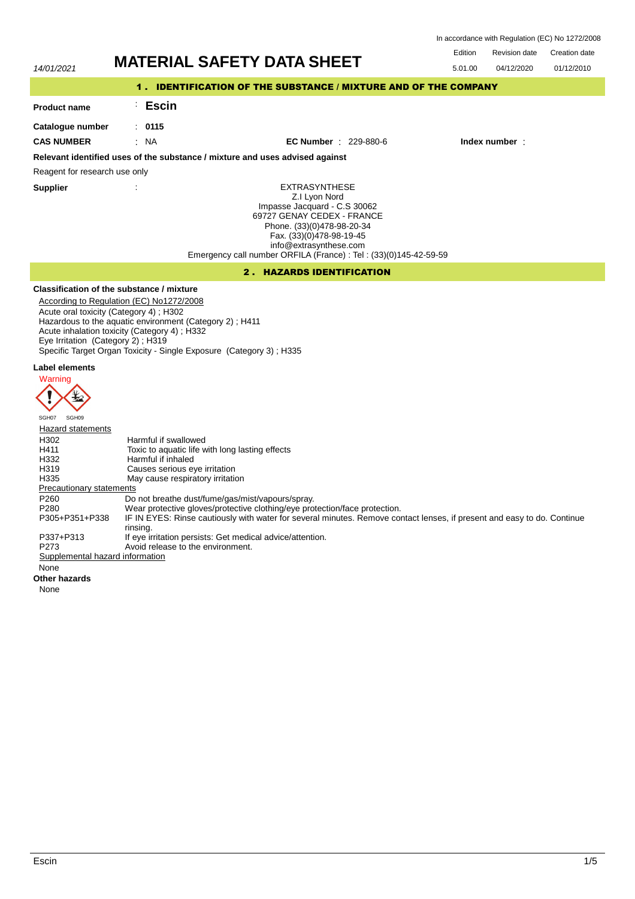In accordance with Regulation (EC) No 1272/2008

*14/01/2021*

# MATERIAL SAFETY DATA SHEET

| Edition | Revision date | Creation date |
|---|---|---|
| 5.01.00 | 04/12/2020 | 01/12/2010 |

## 1 . IDENTIFICATION OF THE SUBSTANCE / MIXTURE AND OF THE COMPANY

**Product name** : **Escin**

**Catalogue number** : **0115**

**CAS NUMBER** : NA  **EC Number** : 229-880-6  **Index number** :

**Relevant identified uses of the substance / mixture and uses advised against**

Reagent for research use only

**Supplier** :

EXTRASYNTHESE
Z.I Lyon Nord
Impasse Jacquard - C.S 30062
69727 GENAY CEDEX - FRANCE
Phone. (33)(0)478-98-20-34
Fax. (33)(0)478-98-19-45
info@extrasynthese.com
Emergency call number ORFILA (France) : Tel : (33)(0)145-42-59-59

## 2 . HAZARDS IDENTIFICATION

**Classification of the substance / mixture**

According to Regulation (EC) No1272/2008

Acute oral toxicity (Category 4) ; H302
Hazardous to the aquatic environment (Category 2) ; H411
Acute inhalation toxicity (Category 4) ; H332
Eye Irritation (Category 2) ; H319
Specific Target Organ Toxicity - Single Exposure (Category 3) ; H335

**Label elements**

Warning

SGH07 SGH09

Hazard statements

| | |
|---|---|
| H302 | Harmful if swallowed |
| H411 | Toxic to aquatic life with long lasting effects |
| H332 | Harmful if inhaled |
| H319 | Causes serious eye irritation |
| H335 | May cause respiratory irritation |

Precautionary statements

| | |
|---|---|
| P260 | Do not breathe dust/fume/gas/mist/vapours/spray. |
| P280 | Wear protective gloves/protective clothing/eye protection/face protection. |
| P305+P351+P338 | IF IN EYES: Rinse cautiously with water for several minutes. Remove contact lenses, if present and easy to do. Continue rinsing. |
| P337+P313 | If eye irritation persists: Get medical advice/attention. |
| P273 | Avoid release to the environment. |

Supplemental hazard information

None

**Other hazards**

None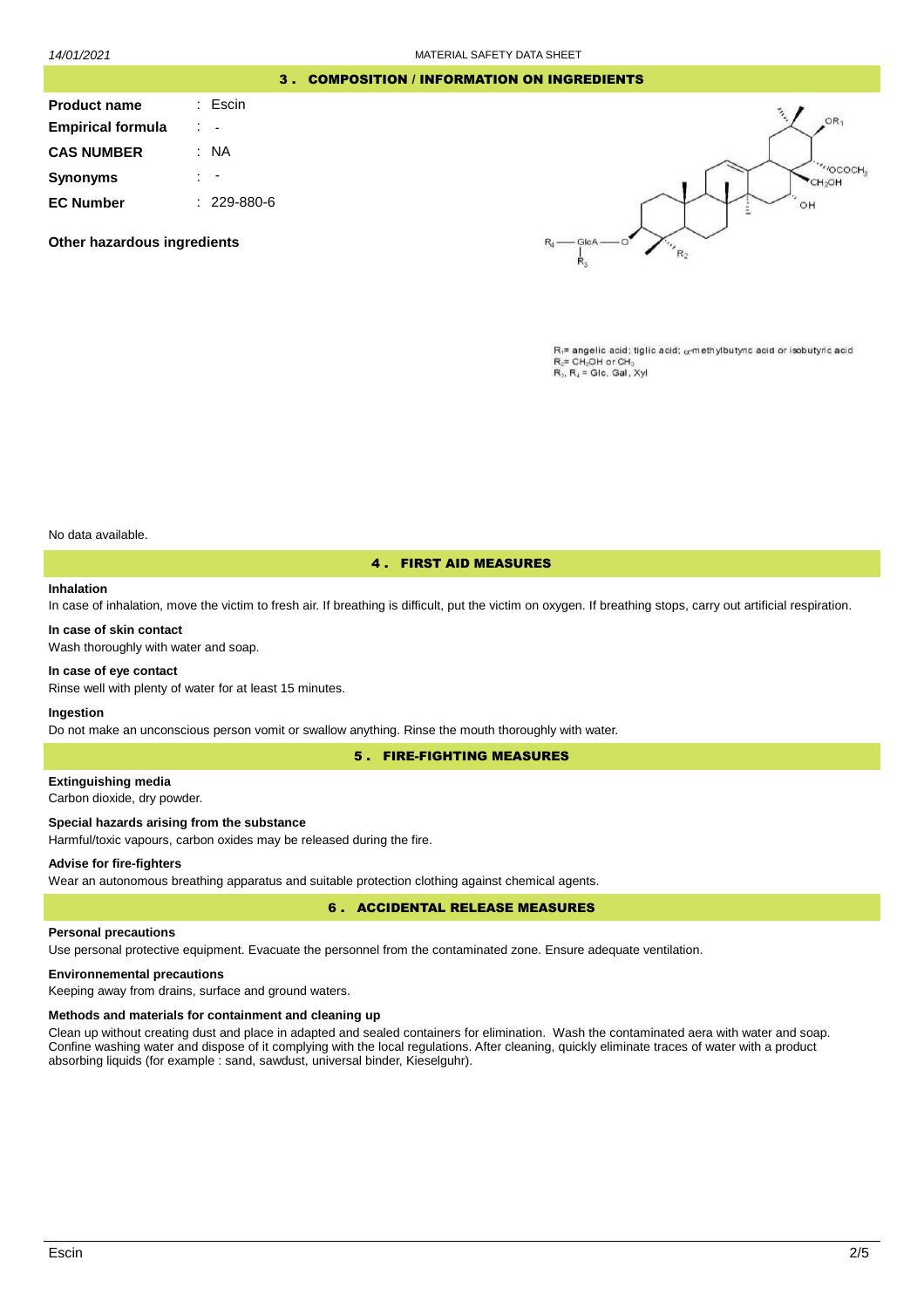## 3 . COMPOSITION / INFORMATION ON INGREDIENTS

| | |
|---|---|
| **Product name** | : Escin |
| **Empirical formula** | : - |
| **CAS NUMBER** | : NA |
| **Synonyms** | : - |
| **EC Number** | : 229-880-6 |

**Other hazardous ingredients**

$R_1$= angelic acid; tiglic acid; $\alpha$-methylbutyric acid or isobutyric acid
$R_2$= $CH_2OH$ or $CH_3$
$R_3$, $R_4$ = Glc, Gal, Xyl

No data available.

## 4 . FIRST AID MEASURES

**Inhalation**

In case of inhalation, move the victim to fresh air. If breathing is difficult, put the victim on oxygen. If breathing stops, carry out artificial respiration.

**In case of skin contact**

Wash thoroughly with water and soap.

**In case of eye contact**

Rinse well with plenty of water for at least 15 minutes.

**Ingestion**

Do not make an unconscious person vomit or swallow anything. Rinse the mouth thoroughly with water.

## 5 . FIRE-FIGHTING MEASURES

**Extinguishing media**

Carbon dioxide, dry powder.

**Special hazards arising from the substance**

Harmful/toxic vapours, carbon oxides may be released during the fire.

**Advise for fire-fighters**

Wear an autonomous breathing apparatus and suitable protection clothing against chemical agents.

## 6 . ACCIDENTAL RELEASE MEASURES

**Personal precautions**

Use personal protective equipment. Evacuate the personnel from the contaminated zone. Ensure adequate ventilation.

**Environnemental precautions**

Keeping away from drains, surface and ground waters.

**Methods and materials for containment and cleaning up**

Clean up without creating dust and place in adapted and sealed containers for elimination. Wash the contaminated aera with water and soap. Confine washing water and dispose of it complying with the local regulations. After cleaning, quickly eliminate traces of water with a product absorbing liquids (for example : sand, sawdust, universal binder, Kieselguhr).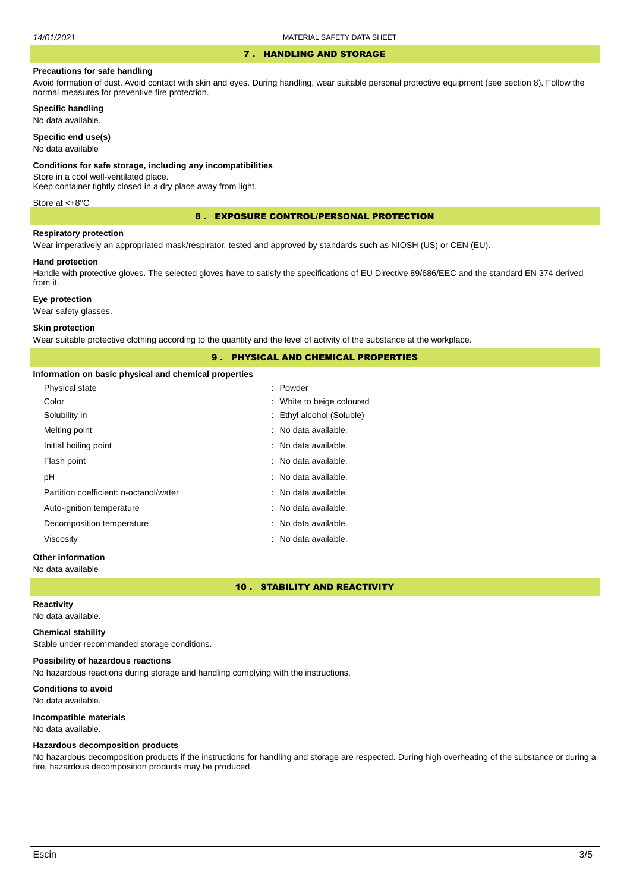## 7 . HANDLING AND STORAGE

### Precautions for safe handling

Avoid formation of dust. Avoid contact with skin and eyes. During handling, wear suitable personal protective equipment (see section 8). Follow the normal measures for preventive fire protection.

### Specific handling

No data available.

### Specific end use(s)

No data available

### Conditions for safe storage, including any incompatibilities

Store in a cool well-ventilated place.
Keep container tightly closed in a dry place away from light.

Store at <+8°C

## 8 . EXPOSURE CONTROL/PERSONAL PROTECTION

### Respiratory protection

Wear imperatively an appropriated mask/respirator, tested and approved by standards such as NIOSH (US) or CEN (EU).

### Hand protection

Handle with protective gloves. The selected gloves have to satisfy the specifications of EU Directive 89/686/EEC and the standard EN 374 derived from it.

### Eye protection

Wear safety glasses.

### Skin protection

Wear suitable protective clothing according to the quantity and the level of activity of the substance at the workplace.

## 9 . PHYSICAL AND CHEMICAL PROPERTIES

### Information on basic physical and chemical properties

| | |
|---|---|
| Physical state | : Powder |
| Color | : White to beige coloured |
| Solubility in | : Ethyl alcohol (Soluble) |
| Melting point | : No data available. |
| Initial boiling point | : No data available. |
| Flash point | : No data available. |
| pH | : No data available. |
| Partition coefficient: n-octanol/water | : No data available. |
| Auto-ignition temperature | : No data available. |
| Decomposition temperature | : No data available. |
| Viscosity | : No data available. |

### Other information

No data available

## 10 . STABILITY AND REACTIVITY

### Reactivity

No data available.

### Chemical stability

Stable under recommanded storage conditions.

### Possibility of hazardous reactions

No hazardous reactions during storage and handling complying with the instructions.

### Conditions to avoid

No data available.

### Incompatible materials

No data available.

### Hazardous decomposition products

No hazardous decomposition products if the instructions for handling and storage are respected. During high overheating of the substance or during a fire, hazardous decomposition products may be produced.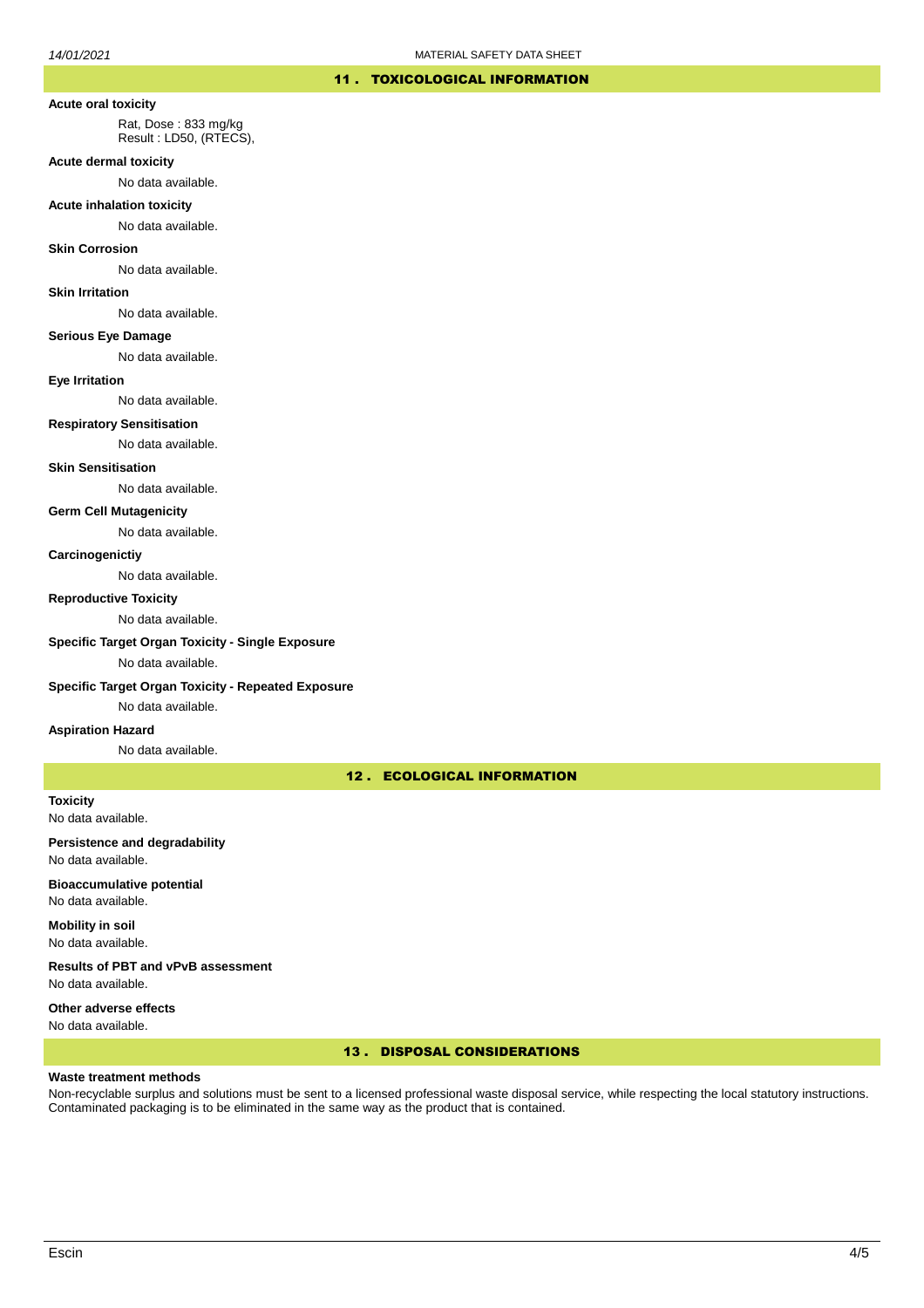## 11 . TOXICOLOGICAL INFORMATION

**Acute oral toxicity**

Rat, Dose : 833 mg/kg
Result : LD50, (RTECS),

**Acute dermal toxicity**

No data available.

**Acute inhalation toxicity**

No data available.

**Skin Corrosion**

No data available.

**Skin Irritation**

No data available.

**Serious Eye Damage**

No data available.

**Eye Irritation**

No data available.

**Respiratory Sensitisation**

No data available.

**Skin Sensitisation**

No data available.

**Germ Cell Mutagenicity**

No data available.

**Carcinogenictiy**

No data available.

**Reproductive Toxicity**

No data available.

**Specific Target Organ Toxicity - Single Exposure**

No data available.

**Specific Target Organ Toxicity - Repeated Exposure**

No data available.

**Aspiration Hazard**

No data available.

## 12 . ECOLOGICAL INFORMATION

**Toxicity**
No data available.

**Persistence and degradability**
No data available.

**Bioaccumulative potential**
No data available.

**Mobility in soil**
No data available.

**Results of PBT and vPvB assessment**
No data available.

**Other adverse effects**
No data available.

## 13 . DISPOSAL CONSIDERATIONS

**Waste treatment methods**

Non-recyclable surplus and solutions must be sent to a licensed professional waste disposal service, while respecting the local statutory instructions. Contaminated packaging is to be eliminated in the same way as the product that is contained.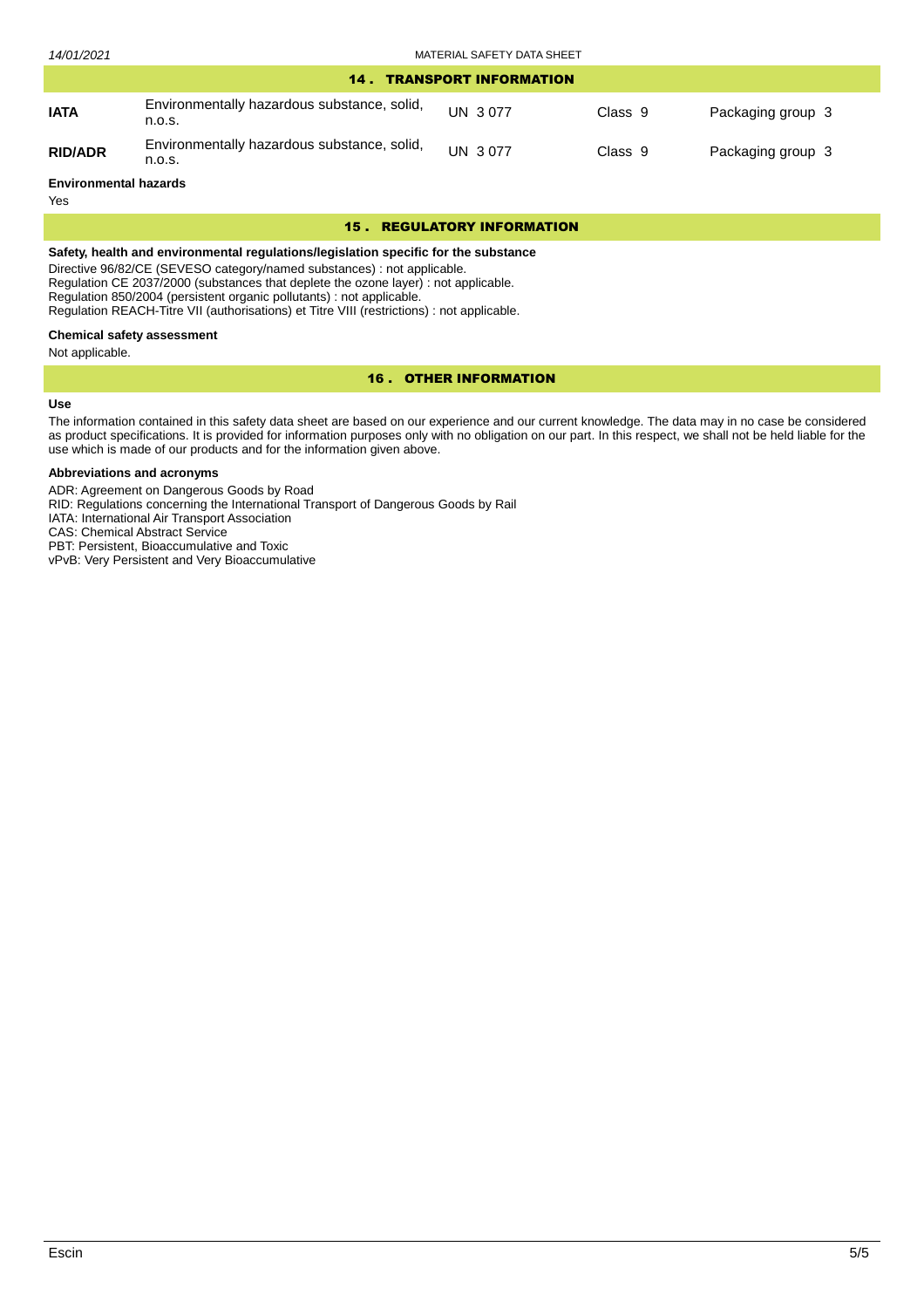## 14 . TRANSPORT INFORMATION

| | | | | |
|---|---|---|---|---|
| **IATA** | Environmentally hazardous substance, solid, n.o.s. | UN 3 077 | Class 9 | Packaging group 3 |
| **RID/ADR** | Environmentally hazardous substance, solid, n.o.s. | UN 3 077 | Class 9 | Packaging group 3 |

**Environmental hazards**

Yes

## 15 . REGULATORY INFORMATION

**Safety, health and environmental regulations/legislation specific for the substance**

Directive 96/82/CE (SEVESO category/named substances) : not applicable.
Regulation CE 2037/2000 (substances that deplete the ozone layer) : not applicable.
Regulation 850/2004 (persistent organic pollutants) : not applicable.
Regulation REACH-Titre VII (authorisations) et Titre VIII (restrictions) : not applicable.

**Chemical safety assessment**

Not applicable.

## 16 . OTHER INFORMATION

**Use**

The information contained in this safety data sheet are based on our experience and our current knowledge. The data may in no case be considered as product specifications. It is provided for information purposes only with no obligation on our part. In this respect, we shall not be held liable for the use which is made of our products and for the information given above.

**Abbreviations and acronyms**

ADR: Agreement on Dangerous Goods by Road
RID: Regulations concerning the International Transport of Dangerous Goods by Rail
IATA: International Air Transport Association
CAS: Chemical Abstract Service
PBT: Persistent, Bioaccumulative and Toxic
vPvB: Very Persistent and Very Bioaccumulative